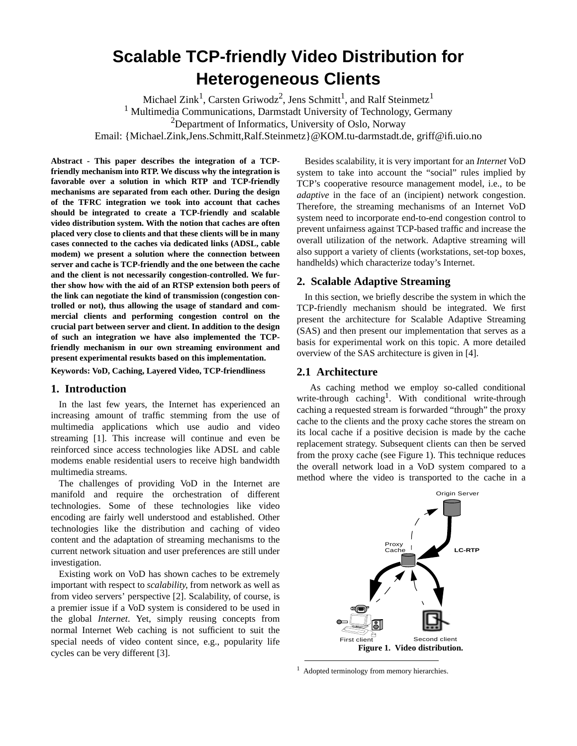# Scalable TCP-friendly Video Distribution for Heterogeneous Clients

Michael Zink[1], Carsten Griwodz[2], Jens Schmitt[1], and Ralf Steinmetz[1]

[1] Multimedia Communications, Darmstadt University of Technology, Germany

[2]Department of Informatics, University of Oslo, Norway

Email: {Michael.Zink,Jens.Schmitt,Ralf.Steinmetz}@KOM.tu-darmstadt.de, griff@ifi.uio.no

**Abstract - This paper describes the integration of a TCP-friendly mechanism into RTP. We discuss why the integration is favorable over a solution in which RTP and TCP-friendly mechanisms are separated from each other. During the design of the TFRC integration we took into account that caches should be integrated to create a TCP-friendly and scalable video distribution system. With the notion that caches are often placed very close to clients and that these clients will be in many cases connected to the caches via dedicated links (ADSL, cable modem) we present a solution where the connection between server and cache is TCP-friendly and the one between the cache and the client is not necessarily congestion-controlled. We further show how with the aid of an RTSP extension both peers of the link can negotiate the kind of transmission (congestion controlled or not), thus allowing the usage of standard and commercial clients and performing congestion control on the crucial part between server and client. In addition to the design of such an integration we have also implemented the TCP-friendly mechanism in our own streaming environment and present experimental resukts based on this implementation.**

**Keywords: VoD, Caching, Layered Video, TCP-friendliness**

## 1. Introduction

In the last few years, the Internet has experienced an increasing amount of traffic stemming from the use of multimedia applications which use audio and video streaming [1]. This increase will continue and even be reinforced since access technologies like ADSL and cable modems enable residential users to receive high bandwidth multimedia streams.

The challenges of providing VoD in the Internet are manifold and require the orchestration of different technologies. Some of these technologies like video encoding are fairly well understood and established. Other technologies like the distribution and caching of video content and the adaptation of streaming mechanisms to the current network situation and user preferences are still under investigation.

Existing work on VoD has shown caches to be extremely important with respect to *scalability*, from network as well as from video servers' perspective [2]. Scalability, of course, is a premier issue if a VoD system is considered to be used in the global *Internet*. Yet, simply reusing concepts from normal Internet Web caching is not sufficient to suit the special needs of video content since, e.g., popularity life cycles can be very different [3].

Besides scalability, it is very important for an *Internet* VoD system to take into account the "social" rules implied by TCP's cooperative resource management model, i.e., to be *adaptive* in the face of an (incipient) network congestion. Therefore, the streaming mechanisms of an Internet VoD system need to incorporate end-to-end congestion control to prevent unfairness against TCP-based traffic and increase the overall utilization of the network. Adaptive streaming will also support a variety of clients (workstations, set-top boxes, handhelds) which characterize today's Internet.

## 2. Scalable Adaptive Streaming

In this section, we briefly describe the system in which the TCP-friendly mechanism should be integrated. We first present the architecture for Scalable Adaptive Streaming (SAS) and then present our implementation that serves as a basis for experimental work on this topic. A more detailed overview of the SAS architecture is given in [4].

### 2.1 Architecture

As caching method we employ so-called conditional write-through caching[1]. With conditional write-through caching a requested stream is forwarded "through" the proxy cache to the clients and the proxy cache stores the stream on its local cache if a positive decision is made by the cache replacement strategy. Subsequent clients can then be served from the proxy cache (see Figure 1). This technique reduces the overall network load in a VoD system compared to a method where the video is transported to the cache in a

**Figure 1. Video distribution.**

[1] Adopted terminology from memory hierarchies.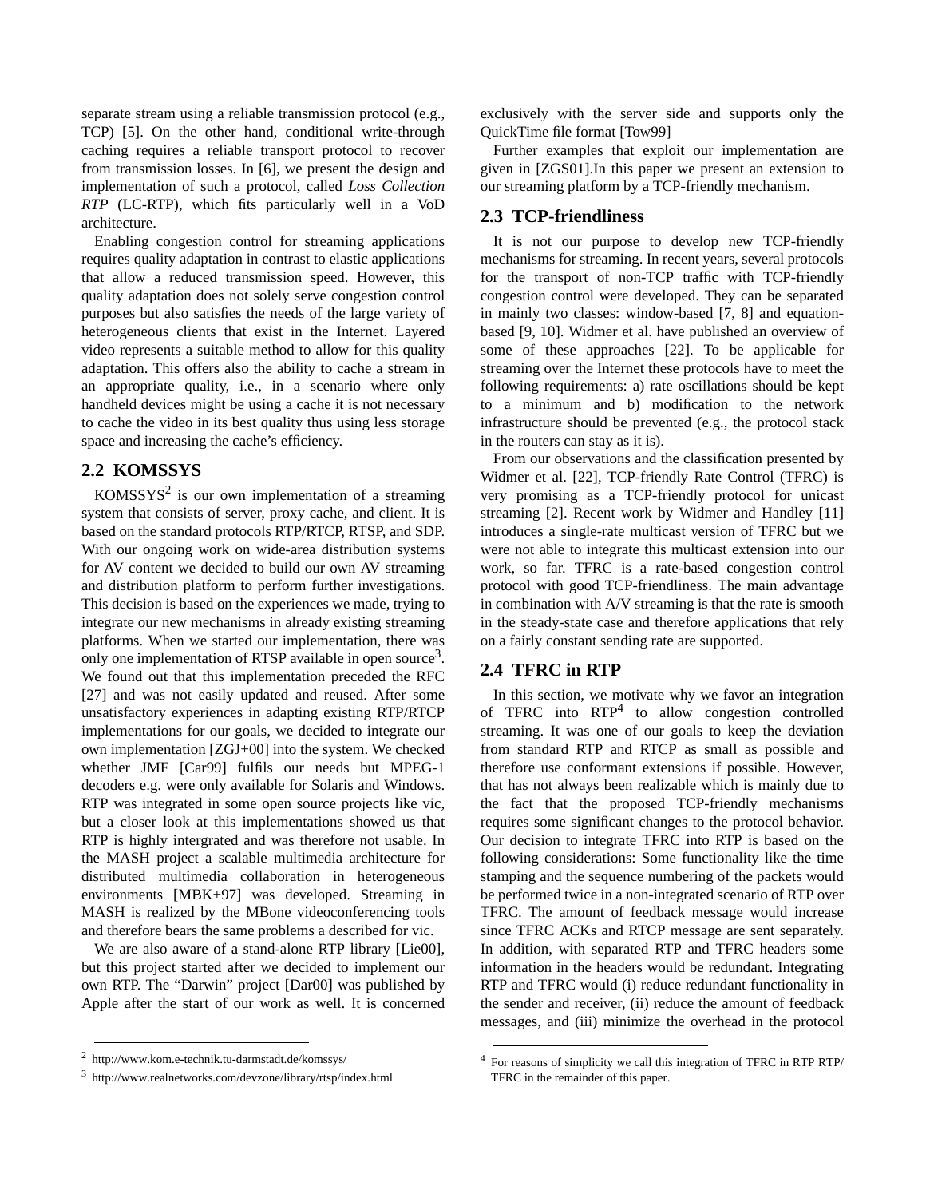separate stream using a reliable transmission protocol (e.g., TCP) [5]. On the other hand, conditional write-through caching requires a reliable transport protocol to recover from transmission losses. In [6], we present the design and implementation of such a protocol, called *Loss Collection RTP* (LC-RTP), which fits particularly well in a VoD architecture.

Enabling congestion control for streaming applications requires quality adaptation in contrast to elastic applications that allow a reduced transmission speed. However, this quality adaptation does not solely serve congestion control purposes but also satisfies the needs of the large variety of heterogeneous clients that exist in the Internet. Layered video represents a suitable method to allow for this quality adaptation. This offers also the ability to cache a stream in an appropriate quality, i.e., in a scenario where only handheld devices might be using a cache it is not necessary to cache the video in its best quality thus using less storage space and increasing the cache's efficiency.

## 2.2 KOMSSYS

KOMSSYS[2] is our own implementation of a streaming system that consists of server, proxy cache, and client. It is based on the standard protocols RTP/RTCP, RTSP, and SDP. With our ongoing work on wide-area distribution systems for AV content we decided to build our own AV streaming and distribution platform to perform further investigations. This decision is based on the experiences we made, trying to integrate our new mechanisms in already existing streaming platforms. When we started our implementation, there was only one implementation of RTSP available in open source[3]. We found out that this implementation preceded the RFC [27] and was not easily updated and reused. After some unsatisfactory experiences in adapting existing RTP/RTCP implementations for our goals, we decided to integrate our own implementation [ZGJ+00] into the system. We checked whether JMF [Car99] fulfils our needs but MPEG-1 decoders e.g. were only available for Solaris and Windows. RTP was integrated in some open source projects like vic, but a closer look at this implementations showed us that RTP is highly intergrated and was therefore not usable. In the MASH project a scalable multimedia architecture for distributed multimedia collaboration in heterogeneous environments [MBK+97] was developed. Streaming in MASH is realized by the MBone videoconferencing tools and therefore bears the same problems a described for vic.

We are also aware of a stand-alone RTP library [Lie00], but this project started after we decided to implement our own RTP. The "Darwin" project [Dar00] was published by Apple after the start of our work as well. It is concerned exclusively with the server side and supports only the QuickTime file format [Tow99]

Further examples that exploit our implementation are given in [ZGS01].In this paper we present an extension to our streaming platform by a TCP-friendly mechanism.

## 2.3 TCP-friendliness

It is not our purpose to develop new TCP-friendly mechanisms for streaming. In recent years, several protocols for the transport of non-TCP traffic with TCP-friendly congestion control were developed. They can be separated in mainly two classes: window-based [7, 8] and equation-based [9, 10]. Widmer et al. have published an overview of some of these approaches [22]. To be applicable for streaming over the Internet these protocols have to meet the following requirements: a) rate oscillations should be kept to a minimum and b) modification to the network infrastructure should be prevented (e.g., the protocol stack in the routers can stay as it is).

From our observations and the classification presented by Widmer et al. [22], TCP-friendly Rate Control (TFRC) is very promising as a TCP-friendly protocol for unicast streaming [2]. Recent work by Widmer and Handley [11] introduces a single-rate multicast version of TFRC but we were not able to integrate this multicast extension into our work, so far. TFRC is a rate-based congestion control protocol with good TCP-friendliness. The main advantage in combination with A/V streaming is that the rate is smooth in the steady-state case and therefore applications that rely on a fairly constant sending rate are supported.

## 2.4 TFRC in RTP

In this section, we motivate why we favor an integration of TFRC into RTP[4] to allow congestion controlled streaming. It was one of our goals to keep the deviation from standard RTP and RTCP as small as possible and therefore use conformant extensions if possible. However, that has not always been realizable which is mainly due to the fact that the proposed TCP-friendly mechanisms requires some significant changes to the protocol behavior. Our decision to integrate TFRC into RTP is based on the following considerations: Some functionality like the time stamping and the sequence numbering of the packets would be performed twice in a non-integrated scenario of RTP over TFRC. The amount of feedback message would increase since TFRC ACKs and RTCP message are sent separately. In addition, with separated RTP and TFRC headers some information in the headers would be redundant. Integrating RTP and TFRC would (i) reduce redundant functionality in the sender and receiver, (ii) reduce the amount of feedback messages, and (iii) minimize the overhead in the protocol

---

[2] http://www.kom.e-technik.tu-darmstadt.de/komssys/

[3] http://www.realnetworks.com/devzone/library/rtsp/index.html

[4] For reasons of simplicity we call this integration of TFRC in RTP RTP/TFRC in the remainder of this paper.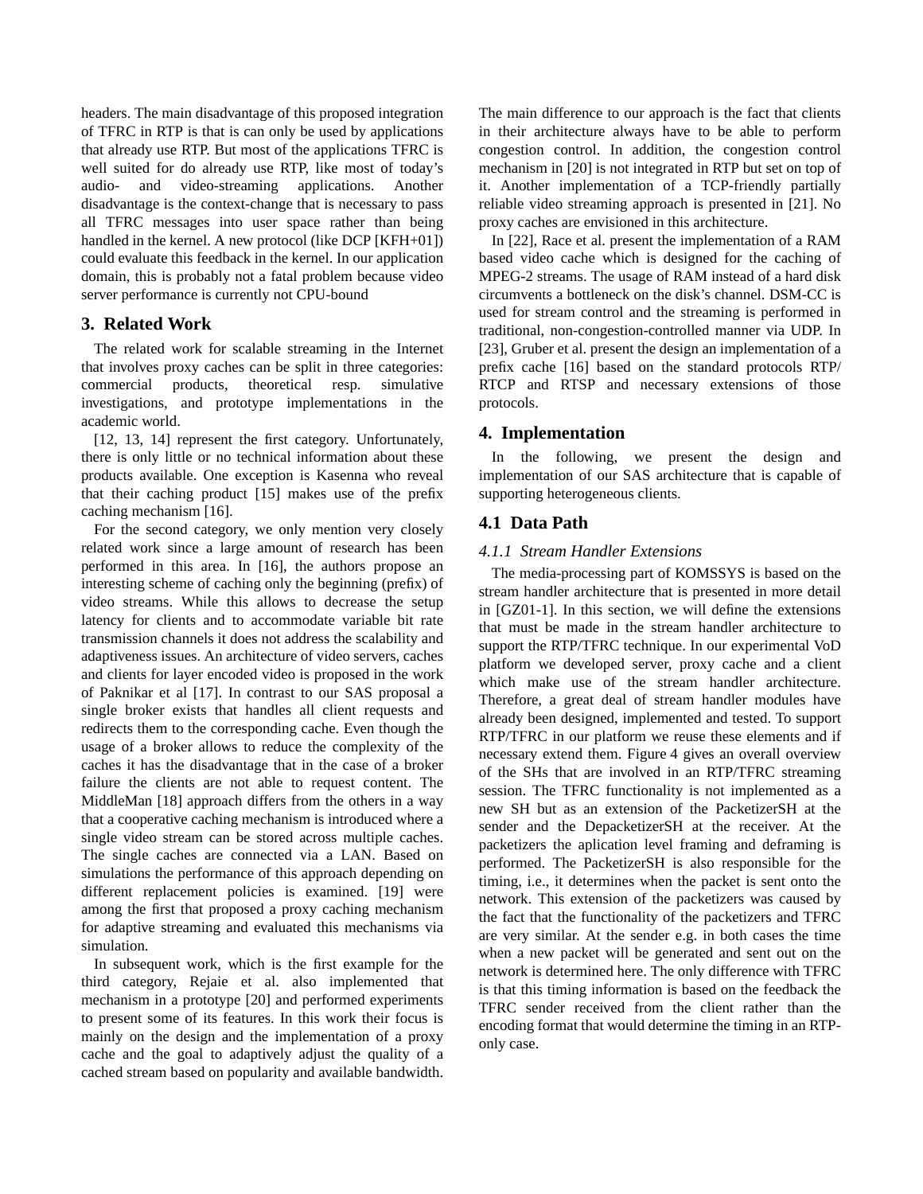headers. The main disadvantage of this proposed integration of TFRC in RTP is that is can only be used by applications that already use RTP. But most of the applications TFRC is well suited for do already use RTP, like most of today's audio- and video-streaming applications. Another disadvantage is the context-change that is necessary to pass all TFRC messages into user space rather than being handled in the kernel. A new protocol (like DCP [KFH+01]) could evaluate this feedback in the kernel. In our application domain, this is probably not a fatal problem because video server performance is currently not CPU-bound

## 3. Related Work

The related work for scalable streaming in the Internet that involves proxy caches can be split in three categories: commercial products, theoretical resp. simulative investigations, and prototype implementations in the academic world.

[12, 13, 14] represent the first category. Unfortunately, there is only little or no technical information about these products available. One exception is Kasenna who reveal that their caching product [15] makes use of the prefix caching mechanism [16].

For the second category, we only mention very closely related work since a large amount of research has been performed in this area. In [16], the authors propose an interesting scheme of caching only the beginning (prefix) of video streams. While this allows to decrease the setup latency for clients and to accommodate variable bit rate transmission channels it does not address the scalability and adaptiveness issues. An architecture of video servers, caches and clients for layer encoded video is proposed in the work of Paknikar et al [17]. In contrast to our SAS proposal a single broker exists that handles all client requests and redirects them to the corresponding cache. Even though the usage of a broker allows to reduce the complexity of the caches it has the disadvantage that in the case of a broker failure the clients are not able to request content. The MiddleMan [18] approach differs from the others in a way that a cooperative caching mechanism is introduced where a single video stream can be stored across multiple caches. The single caches are connected via a LAN. Based on simulations the performance of this approach depending on different replacement policies is examined. [19] were among the first that proposed a proxy caching mechanism for adaptive streaming and evaluated this mechanisms via simulation.

In subsequent work, which is the first example for the third category, Rejaie et al. also implemented that mechanism in a prototype [20] and performed experiments to present some of its features. In this work their focus is mainly on the design and the implementation of a proxy cache and the goal to adaptively adjust the quality of a cached stream based on popularity and available bandwidth. The main difference to our approach is the fact that clients in their architecture always have to be able to perform congestion control. In addition, the congestion control mechanism in [20] is not integrated in RTP but set on top of it. Another implementation of a TCP-friendly partially reliable video streaming approach is presented in [21]. No proxy caches are envisioned in this architecture.

In [22], Race et al. present the implementation of a RAM based video cache which is designed for the caching of MPEG-2 streams. The usage of RAM instead of a hard disk circumvents a bottleneck on the disk's channel. DSM-CC is used for stream control and the streaming is performed in traditional, non-congestion-controlled manner via UDP. In [23], Gruber et al. present the design an implementation of a prefix cache [16] based on the standard protocols RTP/ RTCP and RTSP and necessary extensions of those protocols.

## 4. Implementation

In the following, we present the design and implementation of our SAS architecture that is capable of supporting heterogeneous clients.

### 4.1 Data Path

#### *4.1.1 Stream Handler Extensions*

The media-processing part of KOMSSYS is based on the stream handler architecture that is presented in more detail in [GZ01-1]. In this section, we will define the extensions that must be made in the stream handler architecture to support the RTP/TFRC technique. In our experimental VoD platform we developed server, proxy cache and a client which make use of the stream handler architecture. Therefore, a great deal of stream handler modules have already been designed, implemented and tested. To support RTP/TFRC in our platform we reuse these elements and if necessary extend them. Figure 4 gives an overall overview of the SHs that are involved in an RTP/TFRC streaming session. The TFRC functionality is not implemented as a new SH but as an extension of the PacketizerSH at the sender and the DepacketizerSH at the receiver. At the packetizers the aplication level framing and deframing is performed. The PacketizerSH is also responsible for the timing, i.e., it determines when the packet is sent onto the network. This extension of the packetizers was caused by the fact that the functionality of the packetizers and TFRC are very similar. At the sender e.g. in both cases the time when a new packet will be generated and sent out on the network is determined here. The only difference with TFRC is that this timing information is based on the feedback the TFRC sender received from the client rather than the encoding format that would determine the timing in an RTP-only case.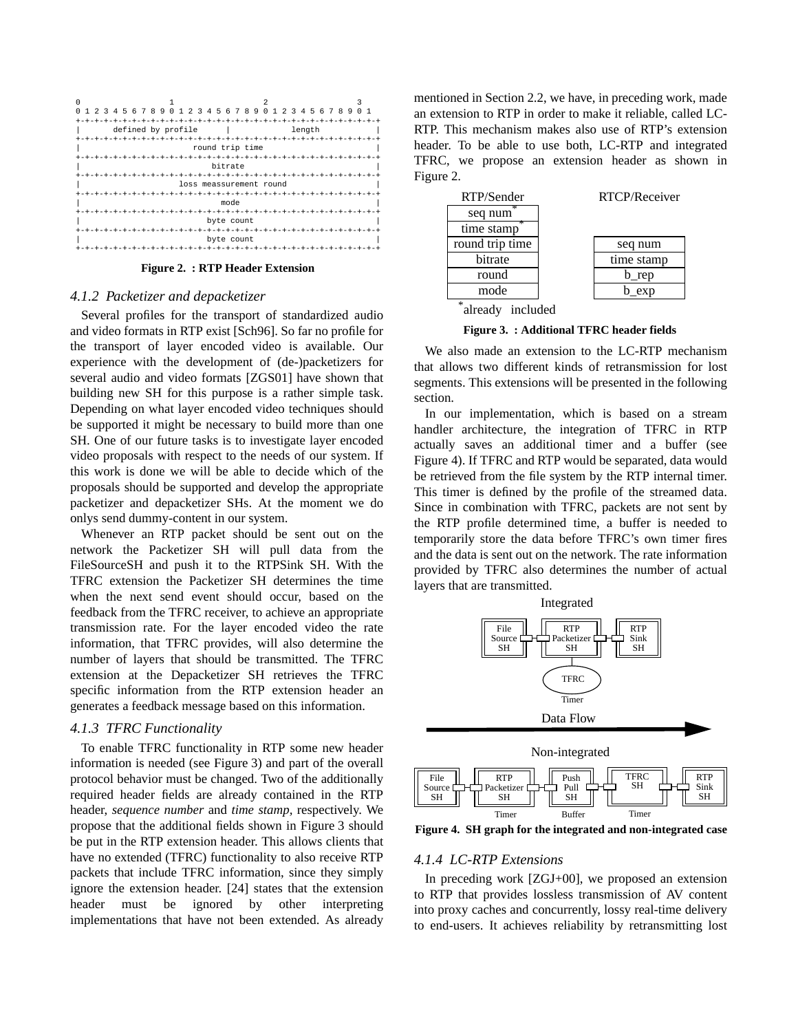```
0                   1                   2                   3
0 1 2 3 4 5 6 7 8 9 0 1 2 3 4 5 6 7 8 9 0 1 2 3 4 5 6 7 8 9 0 1
+-+-+-+-+-+-+-+-+-+-+-+-+-+-+-+-+-+-+-+-+-+-+-+-+-+-+-+-+-+-+-+-+
|       defined by profile      |             length            |
+-+-+-+-+-+-+-+-+-+-+-+-+-+-+-+-+-+-+-+-+-+-+-+-+-+-+-+-+-+-+-+-+
|                        round trip time                        |
+-+-+-+-+-+-+-+-+-+-+-+-+-+-+-+-+-+-+-+-+-+-+-+-+-+-+-+-+-+-+-+-+
|                            bitrate                            |
+-+-+-+-+-+-+-+-+-+-+-+-+-+-+-+-+-+-+-+-+-+-+-+-+-+-+-+-+-+-+-+-+
|                    loss meassurement round                    |
+-+-+-+-+-+-+-+-+-+-+-+-+-+-+-+-+-+-+-+-+-+-+-+-+-+-+-+-+-+-+-+-+
|                             mode                              |
+-+-+-+-+-+-+-+-+-+-+-+-+-+-+-+-+-+-+-+-+-+-+-+-+-+-+-+-+-+-+-+-+
|                          byte count                           |
+-+-+-+-+-+-+-+-+-+-+-+-+-+-+-+-+-+-+-+-+-+-+-+-+-+-+-+-+-+-+-+-+
|                          byte count                           |
+-+-+-+-+-+-+-+-+-+-+-+-+-+-+-+-+-+-+-+-+-+-+-+-+-+-+-+-+-+-+-+-+
```

**Figure 2. : RTP Header Extension**

#### *4.1.2 Packetizer and depacketizer*

Several profiles for the transport of standardized audio and video formats in RTP exist [Sch96]. So far no profile for the transport of layer encoded video is available. Our experience with the development of (de-)packetizers for several audio and video formats [ZGS01] have shown that building new SH for this purpose is a rather simple task. Depending on what layer encoded video techniques should be supported it might be necessary to build more than one SH. One of our future tasks is to investigate layer encoded video proposals with respect to the needs of our system. If this work is done we will be able to decide which of the proposals should be supported and develop the appropriate packetizer and depacketizer SHs. At the moment we do onlys send dummy-content in our system.

Whenever an RTP packet should be sent out on the network the Packetizer SH will pull data from the FileSourceSH and push it to the RTPSink SH. With the TFRC extension the Packetizer SH determines the time when the next send event should occur, based on the feedback from the TFRC receiver, to achieve an appropriate transmission rate. For the layer encoded video the rate information, that TFRC provides, will also determine the number of layers that should be transmitted. The TFRC extension at the Depacketizer SH retrieves the TFRC specific information from the RTP extension header an generates a feedback message based on this information.

#### *4.1.3 TFRC Functionality*

To enable TFRC functionality in RTP some new header information is needed (see Figure 3) and part of the overall protocol behavior must be changed. Two of the additionally required header fields are already contained in the RTP header, *sequence number* and *time stamp*, respectively. We propose that the additional fields shown in Figure 3 should be put in the RTP extension header. This allows clients that have no extended (TFRC) functionality to also receive RTP packets that include TFRC information, since they simply ignore the extension header. [24] states that the extension header must be ignored by other interpreting implementations that have not been extended. As already mentioned in Section 2.2, we have, in preceding work, made an extension to RTP in order to make it reliable, called LC-RTP. This mechanism makes also use of RTP's extension header. To be able to use both, LC-RTP and integrated TFRC, we propose an extension header as shown in Figure 2.

| RTP/Sender | RTCP/Receiver |
|---|---|
| seq num* | |
| time stamp* | |
| round trip time | seq num |
| bitrate | time stamp |
| round | b_rep |
| mode | b_exp |

*already included

**Figure 3. : Additional TFRC header fields**

We also made an extension to the LC-RTP mechanism that allows two different kinds of retransmission for lost segments. This extensions will be presented in the following section.

In our implementation, which is based on a stream handler architecture, the integration of TFRC in RTP actually saves an additional timer and a buffer (see Figure 4). If TFRC and RTP would be separated, data would be retrieved from the file system by the RTP internal timer. This timer is defined by the profile of the streamed data. Since in combination with TFRC, packets are not sent by the RTP profile determined time, a buffer is needed to temporarily store the data before TFRC's own timer fires and the data is sent out on the network. The rate information provided by TFRC also determines the number of actual layers that are transmitted.

Integrated: File Source SH — RTP Packetizer SH (TFRC, Timer) — RTP Sink SH

Data Flow →

Non-integrated: File Source SH — RTP Packetizer SH (Timer) — Push Pull SH (Buffer) — TFRC SH (Timer) — RTP Sink SH

**Figure 4. SH graph for the integrated and non-integrated case**

#### *4.1.4 LC-RTP Extensions*

In preceding work [ZGJ+00], we proposed an extension to RTP that provides lossless transmission of AV content into proxy caches and concurrently, lossy real-time delivery to end-users. It achieves reliability by retransmitting lost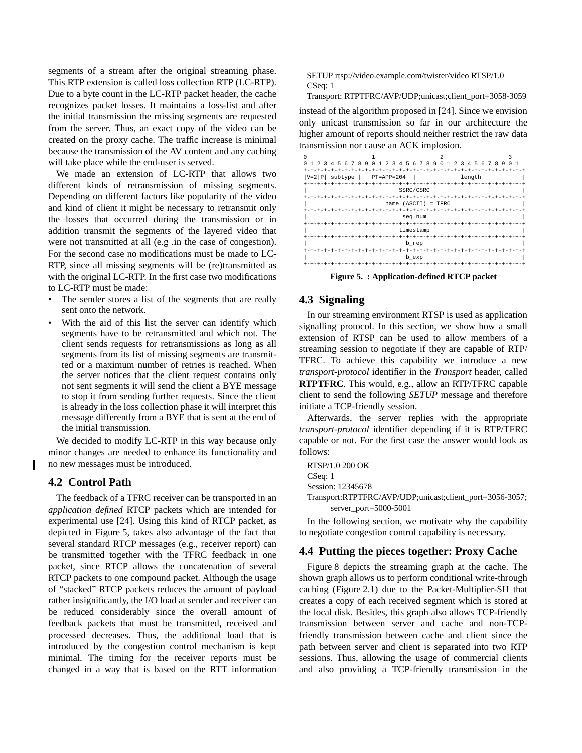segments of a stream after the original streaming phase. This RTP extension is called loss collection RTP (LC-RTP). Due to a byte count in the LC-RTP packet header, the cache recognizes packet losses. It maintains a loss-list and after the initial transmission the missing segments are requested from the server. Thus, an exact copy of the video can be created on the proxy cache. The traffic increase is minimal because the transmission of the AV content and any caching will take place while the end-user is served.

We made an extension of LC-RTP that allows two different kinds of retransmission of missing segments. Depending on different factors like popularity of the video and kind of client it might be necessary to retransmit only the losses that occurred during the transmission or in addition transmit the segments of the layered video that were not transmitted at all (e.g .in the case of congestion). For the second case no modifications must be made to LC-RTP, since all missing segments will be (re)transmitted as with the original LC-RTP. In the first case two modifications to LC-RTP must be made:

- The sender stores a list of the segments that are really sent onto the network.
- With the aid of this list the server can identify which segments have to be retransmitted and which not. The client sends requests for retransmissions as long as all segments from its list of missing segments are transmitted or a maximum number of retries is reached. When the server notices that the client request contains only not sent segments it will send the client a BYE message to stop it from sending further requests. Since the client is already in the loss collection phase it will interpret this message differently from a BYE that is sent at the end of the initial transmission.

We decided to modify LC-RTP in this way because only minor changes are needed to enhance its functionality and no new messages must be introduced.

## 4.2 Control Path

The feedback of a TFRC receiver can be transported in an *application defined* RTCP packets which are intended for experimental use [24]. Using this kind of RTCP packet, as depicted in Figure 5, takes also advantage of the fact that several standard RTCP messages (e.g., receiver report) can be transmitted together with the TFRC feedback in one packet, since RTCP allows the concatenation of several RTCP packets to one compound packet. Although the usage of “stacked” RTCP packets reduces the amount of payload rather insignificantly, the I/O load at sender and receiver can be reduced considerably since the overall amount of feedback packets that must be transmitted, received and processed decreases. Thus, the additional load that is introduced by the congestion control mechanism is kept minimal. The timing for the receiver reports must be changed in a way that is based on the RTT information

```
SETUP rtsp://video.example.com/twister/video RTSP/1.0
CSeq: 1
Transport: RTPTFRC/AVP/UDP;unicast;client_port=3058-3059
```

instead of the algorithm proposed in [24]. Since we envision only unicast transmission so far in our architecture the higher amount of reports should neither restrict the raw data transmission nor cause an ACK implosion.

```
 0                   1                   2                   3
 0 1 2 3 4 5 6 7 8 9 0 1 2 3 4 5 6 7 8 9 0 1 2 3 4 5 6 7 8 9 0 1
+-+-+-+-+-+-+-+-+-+-+-+-+-+-+-+-+-+-+-+-+-+-+-+-+-+-+-+-+-+-+-+-+
|V=2|P| subtype |   PT=APP=204  |             length            |
+-+-+-+-+-+-+-+-+-+-+-+-+-+-+-+-+-+-+-+-+-+-+-+-+-+-+-+-+-+-+-+-+
|                           SSRC/CSRC                           |
+-+-+-+-+-+-+-+-+-+-+-+-+-+-+-+-+-+-+-+-+-+-+-+-+-+-+-+-+-+-+-+-+
|                       name (ASCII) = TFRC                     |
+-+-+-+-+-+-+-+-+-+-+-+-+-+-+-+-+-+-+-+-+-+-+-+-+-+-+-+-+-+-+-+-+
|                            seq num                            |
+-+-+-+-+-+-+-+-+-+-+-+-+-+-+-+-+-+-+-+-+-+-+-+-+-+-+-+-+-+-+-+-+
|                           timestamp                           |
+-+-+-+-+-+-+-+-+-+-+-+-+-+-+-+-+-+-+-+-+-+-+-+-+-+-+-+-+-+-+-+-+
|                             b_rep                             |
+-+-+-+-+-+-+-+-+-+-+-+-+-+-+-+-+-+-+-+-+-+-+-+-+-+-+-+-+-+-+-+-+
|                             b_exp                             |
+-+-+-+-+-+-+-+-+-+-+-+-+-+-+-+-+-+-+-+-+-+-+-+-+-+-+-+-+-+-+-+-+
```

**Figure 5. : Application-defined RTCP packet**

## 4.3 Signaling

In our streaming environment RTSP is used as application signalling protocol. In this section, we show how a small extension of RTSP can be used to allow members of a streaming session to negotiate if they are capable of RTP/TFRC. To achieve this capability we introduce a new *transport-protocol* identifier in the *Transport* header, called **RTPTFRC**. This would, e.g., allow an RTP/TFRC capable client to send the following *SETUP* message and therefore initiate a TCP-friendly session.

Afterwards, the server replies with the appropriate *transport-protocol* identifier depending if it is RTP/TFRC capable or not. For the first case the answer would look as follows:

```
RTSP/1.0 200 OK
CSeq: 1
Session: 12345678
Transport:RTPTFRC/AVP/UDP;unicast;client_port=3056-3057;
    server_port=5000-5001
```

In the following section, we motivate why the capability to negotiate congestion control capability is necessary.

## 4.4 Putting the pieces together: Proxy Cache

Figure 8 depicts the streaming graph at the cache. The shown graph allows us to perform conditional write-through caching (Figure 2.1) due to the Packet-Multiplier-SH that creates a copy of each received segment which is stored at the local disk. Besides, this graph also allows TCP-friendly transmission between server and cache and non-TCP-friendly transmission between cache and client since the path between server and client is separated into two RTP sessions. Thus, allowing the usage of commercial clients and also providing a TCP-friendly transmission in the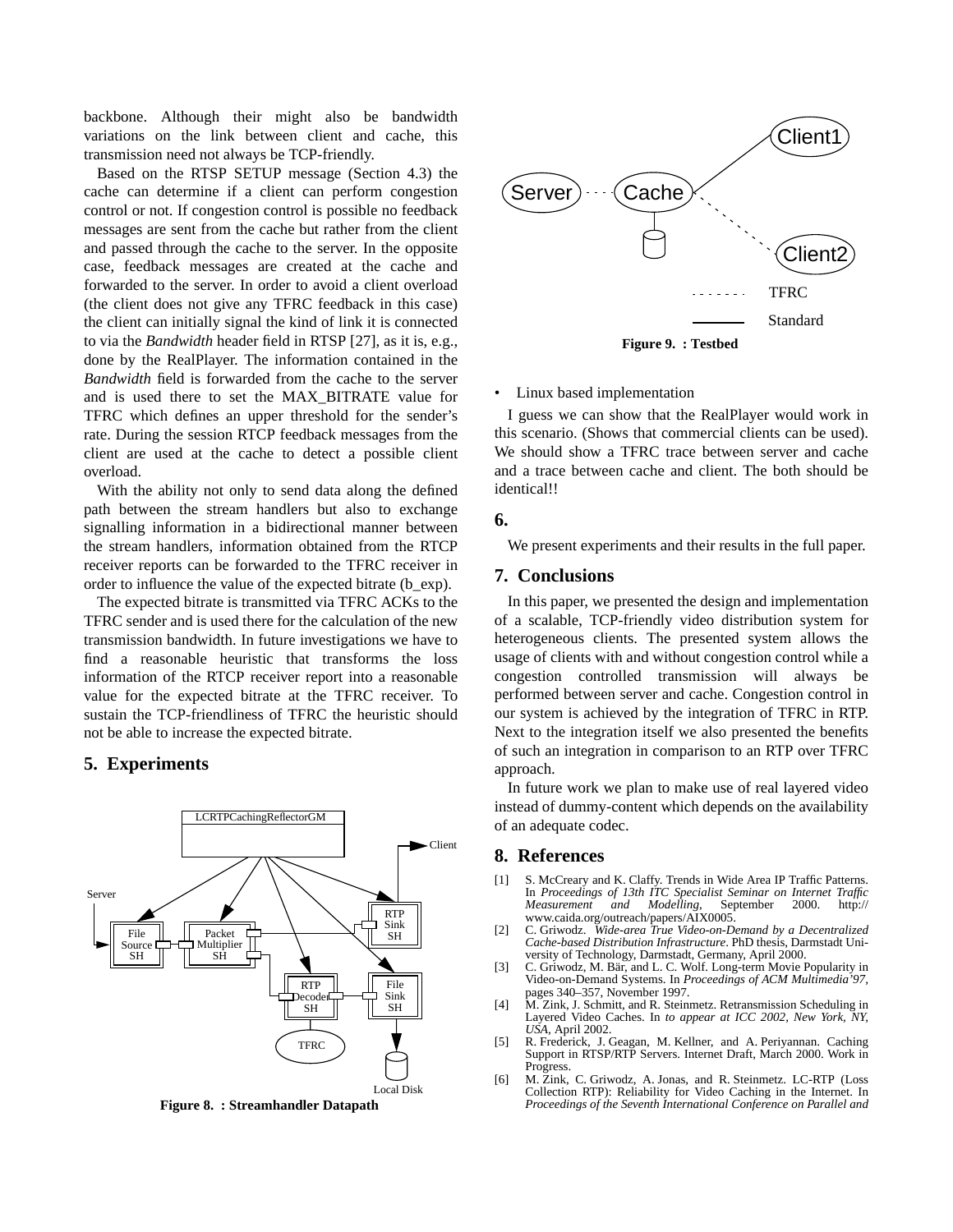backbone. Although their might also be bandwidth variations on the link between client and cache, this transmission need not always be TCP-friendly.

Based on the RTSP SETUP message (Section 4.3) the cache can determine if a client can perform congestion control or not. If congestion control is possible no feedback messages are sent from the cache but rather from the client and passed through the cache to the server. In the opposite case, feedback messages are created at the cache and forwarded to the server. In order to avoid a client overload (the client does not give any TFRC feedback in this case) the client can initially signal the kind of link it is connected to via the *Bandwidth* header field in RTSP [27], as it is, e.g., done by the RealPlayer. The information contained in the *Bandwidth* field is forwarded from the cache to the server and is used there to set the MAX_BITRATE value for TFRC which defines an upper threshold for the sender's rate. During the session RTCP feedback messages from the client are used at the cache to detect a possible client overload.

With the ability not only to send data along the defined path between the stream handlers but also to exchange signalling information in a bidirectional manner between the stream handlers, information obtained from the RTCP receiver reports can be forwarded to the TFRC receiver in order to influence the value of the expected bitrate (b_exp).

The expected bitrate is transmitted via TFRC ACKs to the TFRC sender and is used there for the calculation of the new transmission bandwidth. In future investigations we have to find a reasonable heuristic that transforms the loss information of the RTCP receiver report into a reasonable value for the expected bitrate at the TFRC receiver. To sustain the TCP-friendliness of TFRC the heuristic should not be able to increase the expected bitrate.

## 5. Experiments

**Figure 8. : Streamhandler Datapath**

**Figure 9. : Testbed**

- Linux based implementation

I guess we can show that the RealPlayer would work in this scenario. (Shows that commercial clients can be used). We should show a TFRC trace between server and cache and a trace between cache and client. The both should be identical!!

## 6.

We present experiments and their results in the full paper.

## 7. Conclusions

In this paper, we presented the design and implementation of a scalable, TCP-friendly video distribution system for heterogeneous clients. The presented system allows the usage of clients with and without congestion control while a congestion controlled transmission will always be performed between server and cache. Congestion control in our system is achieved by the integration of TFRC in RTP. Next to the integration itself we also presented the benefits of such an integration in comparison to an RTP over TFRC approach.

In future work we plan to make use of real layered video instead of dummy-content which depends on the availability of an adequate codec.

## 8. References

[1] S. McCreary and K. Claffy. Trends in Wide Area IP Traffic Patterns. In *Proceedings of 13th ITC Specialist Seminar on Internet Traffic Measurement and Modelling*, September 2000. http://www.caida.org/outreach/papers/AIX0005.

[2] C. Griwodz. *Wide-area True Video-on-Demand by a Decentralized Cache-based Distribution Infrastructure*. PhD thesis, Darmstadt University of Technology, Darmstadt, Germany, April 2000.

[3] C. Griwodz, M. Bär, and L. C. Wolf. Long-term Movie Popularity in Video-on-Demand Systems. In *Proceedings of ACM Multimedia'97*, pages 340–357, November 1997.

[4] M. Zink, J. Schmitt, and R. Steinmetz. Retransmission Scheduling in Layered Video Caches. In *to appear at ICC 2002, New York, NY, USA*, April 2002.

[5] R. Frederick, J. Geagan, M. Kellner, and A. Periyannan. Caching Support in RTSP/RTP Servers. Internet Draft, March 2000. Work in Progress.

[6] M. Zink, C. Griwodz, A. Jonas, and R. Steinmetz. LC-RTP (Loss Collection RTP): Reliability for Video Caching in the Internet. In *Proceedings of the Seventh International Conference on Parallel and*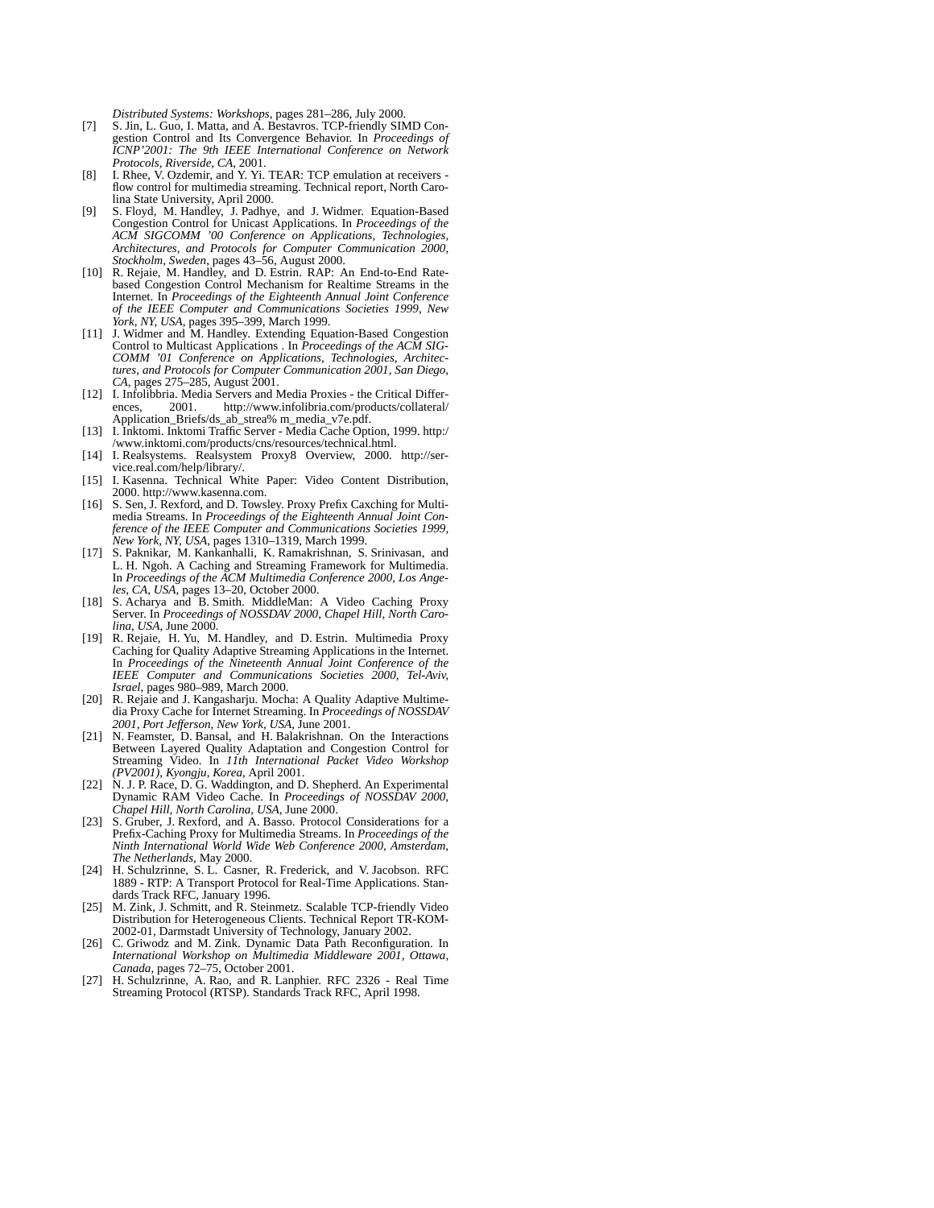*Distributed Systems: Workshops*, pages 281–286, July 2000.

[7] S. Jin, L. Guo, I. Matta, and A. Bestavros. TCP-friendly SIMD Congestion Control and Its Convergence Behavior. In *Proceedings of ICNP'2001: The 9th IEEE International Conference on Network Protocols, Riverside, CA*, 2001.

[8] I. Rhee, V. Ozdemir, and Y. Yi. TEAR: TCP emulation at receivers - flow control for multimedia streaming. Technical report, North Carolina State University, April 2000.

[9] S. Floyd, M. Handley, J. Padhye, and J. Widmer. Equation-Based Congestion Control for Unicast Applications. In *Proceedings of the ACM SIGCOMM '00 Conference on Applications, Technologies, Architectures, and Protocols for Computer Communication 2000, Stockholm, Sweden*, pages 43–56, August 2000.

[10] R. Rejaie, M. Handley, and D. Estrin. RAP: An End-to-End Rate-based Congestion Control Mechanism for Realtime Streams in the Internet. In *Proceedings of the Eighteenth Annual Joint Conference of the IEEE Computer and Communications Societies 1999, New York, NY, USA*, pages 395–399, March 1999.

[11] J. Widmer and M. Handley. Extending Equation-Based Congestion Control to Multicast Applications . In *Proceedings of the ACM SIGCOMM '01 Conference on Applications, Technologies, Architectures, and Protocols for Computer Communication 2001, San Diego, CA*, pages 275–285, August 2001.

[12] I. Infolibbria. Media Servers and Media Proxies - the Critical Differences, 2001. http://www.infolibria.com/products/collateral/Application_Briefs/ds_ab_strea% m_media_v7e.pdf.

[13] I. Inktomi. Inktomi Traffic Server - Media Cache Option, 1999. http://www.inktomi.com/products/cns/resources/technical.html.

[14] I. Realsystems. Realsystem Proxy8 Overview, 2000. http://service.real.com/help/library/.

[15] I. Kasenna. Technical White Paper: Video Content Distribution, 2000. http://www.kasenna.com.

[16] S. Sen, J. Rexford, and D. Towsley. Proxy Prefix Caxching for Multimedia Streams. In *Proceedings of the Eighteenth Annual Joint Conference of the IEEE Computer and Communications Societies 1999, New York, NY, USA*, pages 1310–1319, March 1999.

[17] S. Paknikar, M. Kankanhalli, K. Ramakrishnan, S. Srinivasan, and L. H. Ngoh. A Caching and Streaming Framework for Multimedia. In *Proceedings of the ACM Multimedia Conference 2000, Los Angeles, CA, USA*, pages 13–20, October 2000.

[18] S. Acharya and B. Smith. MiddleMan: A Video Caching Proxy Server. In *Proceedings of NOSSDAV 2000, Chapel Hill, North Carolina, USA*, June 2000.

[19] R. Rejaie, H. Yu, M. Handley, and D. Estrin. Multimedia Proxy Caching for Quality Adaptive Streaming Applications in the Internet. In *Proceedings of the Nineteenth Annual Joint Conference of the IEEE Computer and Communications Societies 2000, Tel-Aviv, Israel*, pages 980–989, March 2000.

[20] R. Rejaie and J. Kangasharju. Mocha: A Quality Adaptive Multimedia Proxy Cache for Internet Streaming. In *Proceedings of NOSSDAV 2001, Port Jefferson, New York, USA*, June 2001.

[21] N. Feamster, D. Bansal, and H. Balakrishnan. On the Interactions Between Layered Quality Adaptation and Congestion Control for Streaming Video. In *11th International Packet Video Workshop (PV2001), Kyongju, Korea*, April 2001.

[22] N. J. P. Race, D. G. Waddington, and D. Shepherd. An Experimental Dynamic RAM Video Cache. In *Proceedings of NOSSDAV 2000, Chapel Hill, North Carolina, USA*, June 2000.

[23] S. Gruber, J. Rexford, and A. Basso. Protocol Considerations for a Prefix-Caching Proxy for Multimedia Streams. In *Proceedings of the Ninth International World Wide Web Conference 2000, Amsterdam, The Netherlands*, May 2000.

[24] H. Schulzrinne, S. L. Casner, R. Frederick, and V. Jacobson. RFC 1889 - RTP: A Transport Protocol for Real-Time Applications. Standards Track RFC, January 1996.

[25] M. Zink, J. Schmitt, and R. Steinmetz. Scalable TCP-friendly Video Distribution for Heterogeneous Clients. Technical Report TR-KOM-2002-01, Darmstadt University of Technology, January 2002.

[26] C. Griwodz and M. Zink. Dynamic Data Path Reconfiguration. In *International Workshop on Multimedia Middleware 2001, Ottawa, Canada*, pages 72–75, October 2001.

[27] H. Schulzrinne, A. Rao, and R. Lanphier. RFC 2326 - Real Time Streaming Protocol (RTSP). Standards Track RFC, April 1998.